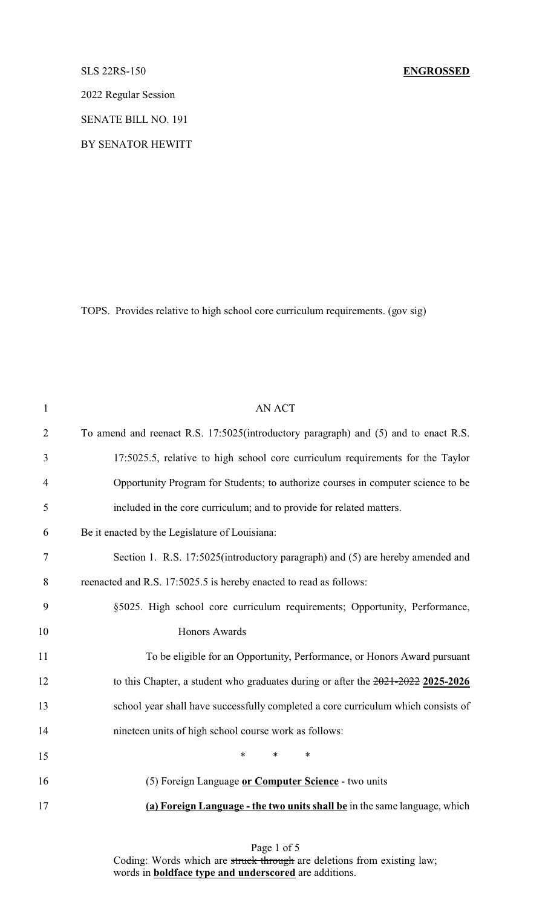SLS 22RS-150 **ENGROSSED**

2022 Regular Session

SENATE BILL NO. 191

BY SENATOR HEWITT

TOPS. Provides relative to high school core curriculum requirements. (gov sig)

1 AN ACT

2 To amend and reenact R.S. 17:5025(introductory paragraph) and (5) and to enact R.S.

3 17:5025.5, relative to high school core curriculum requirements for the Taylor

4 Opportunity Program for Students; to authorize courses in computer science to be

5 included in the core curriculum; and to provide for related matters.

6 Be it enacted by the Legislature of Louisiana:

7 Section 1. R.S. 17:5025(introductory paragraph) and (5) are hereby amended and

8 reenacted and R.S. 17:5025.5 is hereby enacted to read as follows:

9 §5025. High school core curriculum requirements; Opportunity, Performance,

10 Honors Awards

11 To be eligible for an Opportunity, Performance, or Honors Award pursuant

12 to this Chapter, a student who graduates during or after the ~~2021-2022~~ **<u>2025-2026</u>**

13 school year shall have successfully completed a core curriculum which consists of

14 nineteen units of high school course work as follows:

15 \* \* \*

16 (5) Foreign Language **<u>or Computer Science</u>** - two units

17 **<u>(a) Foreign Language - the two units shall be</u>** in the same language, which

Coding: Words which are ~~struck through~~ are deletions from existing law; words in **<u>boldface type and underscored</u>** are additions.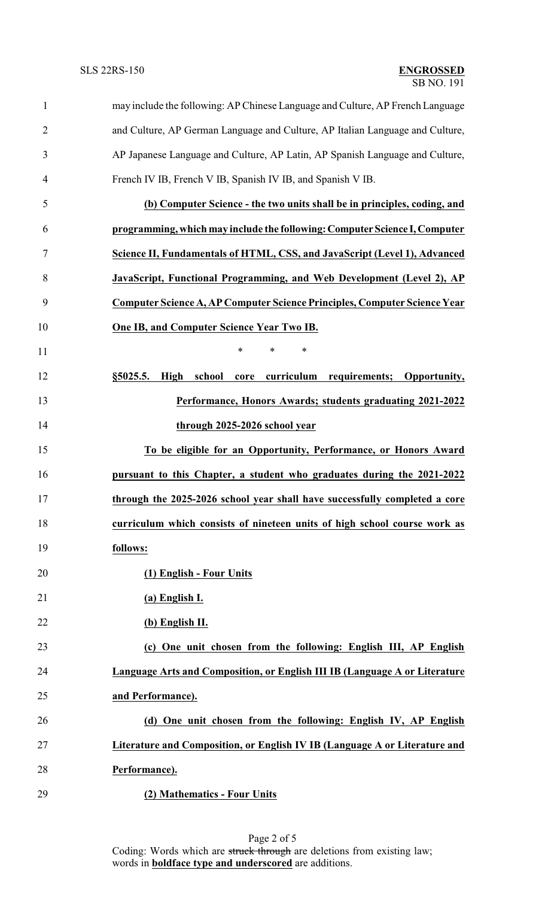may include the following: AP Chinese Language and Culture, AP French Language and Culture, AP German Language and Culture, AP Italian Language and Culture, AP Japanese Language and Culture, AP Latin, AP Spanish Language and Culture, French IV IB, French V IB, Spanish IV IB, and Spanish V IB.

**(b) Computer Science - the two units shall be in principles, coding, and programming, which may include the following: Computer Science I, Computer Science II, Fundamentals of HTML, CSS, and JavaScript (Level 1), Advanced JavaScript, Functional Programming, and Web Development (Level 2), AP Computer Science A, AP Computer Science Principles, Computer Science Year One IB, and Computer Science Year Two IB.**

\* \* \*

**§5025.5. High school core curriculum requirements; Opportunity, Performance, Honors Awards; students graduating 2021-2022 through 2025-2026 school year**

**To be eligible for an Opportunity, Performance, or Honors Award pursuant to this Chapter, a student who graduates during the 2021-2022 through the 2025-2026 school year shall have successfully completed a core curriculum which consists of nineteen units of high school course work as follows:**

**(1) English - Four Units**

**(a) English I.**

**(b) English II.**

**(c) One unit chosen from the following: English III, AP English Language Arts and Composition, or English III IB (Language A or Literature and Performance).**

**(d) One unit chosen from the following: English IV, AP English Literature and Composition, or English IV IB (Language A or Literature and Performance).**

**(2) Mathematics - Four Units**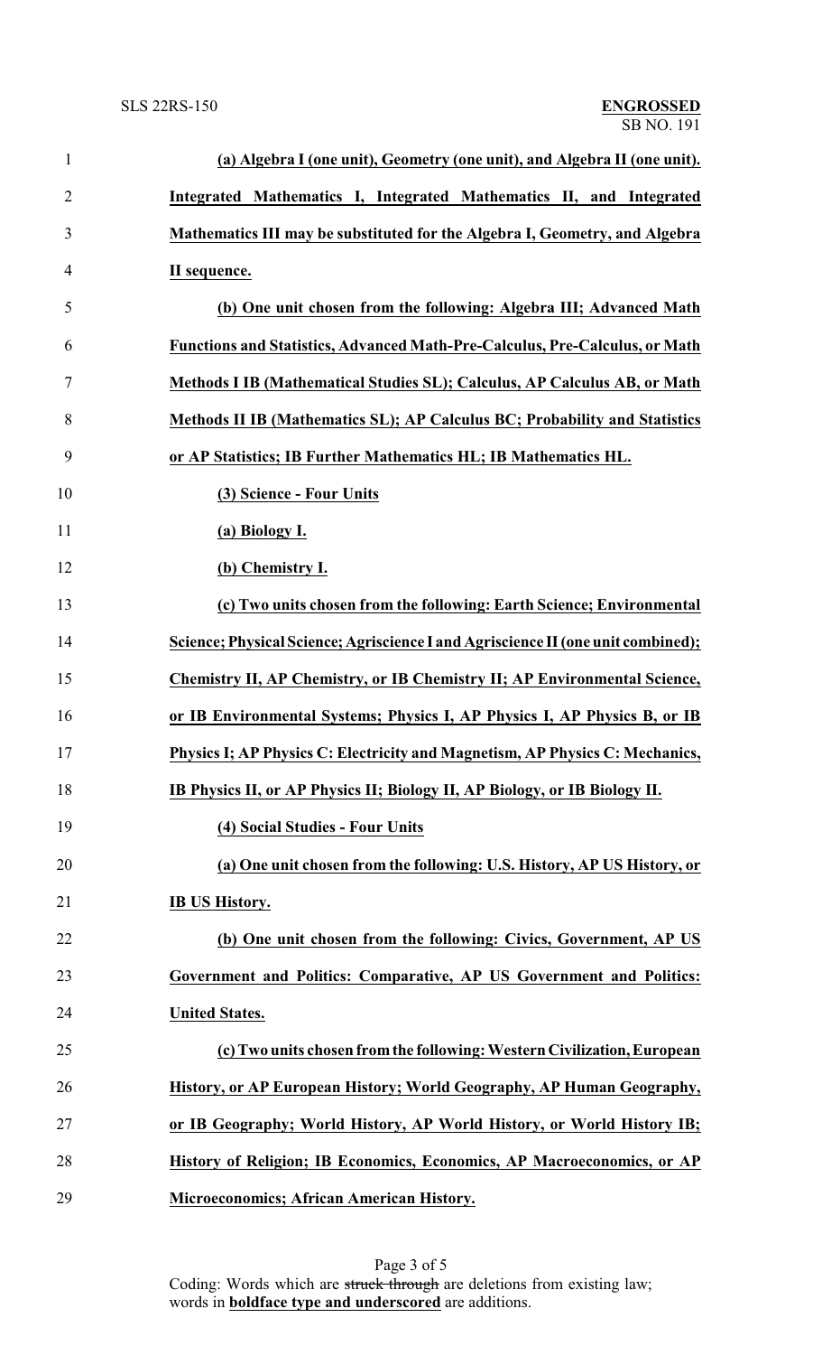**(a) Algebra I (one unit), Geometry (one unit), and Algebra II (one unit). Integrated Mathematics I, Integrated Mathematics II, and Integrated Mathematics III may be substituted for the Algebra I, Geometry, and Algebra II sequence.**

**(b) One unit chosen from the following: Algebra III; Advanced Math Functions and Statistics, Advanced Math-Pre-Calculus, Pre-Calculus, or Math Methods I IB (Mathematical Studies SL); Calculus, AP Calculus AB, or Math Methods II IB (Mathematics SL); AP Calculus BC; Probability and Statistics or AP Statistics; IB Further Mathematics HL; IB Mathematics HL.**

**(3) Science - Four Units**

**(a) Biology I.**

**(b) Chemistry I.**

**(c) Two units chosen from the following: Earth Science; Environmental Science; Physical Science; Agriscience I and Agriscience II (one unit combined); Chemistry II, AP Chemistry, or IB Chemistry II; AP Environmental Science, or IB Environmental Systems; Physics I, AP Physics I, AP Physics B, or IB Physics I; AP Physics C: Electricity and Magnetism, AP Physics C: Mechanics, IB Physics II, or AP Physics II; Biology II, AP Biology, or IB Biology II.**

**(4) Social Studies - Four Units**

**(a) One unit chosen from the following: U.S. History, AP US History, or IB US History.**

**(b) One unit chosen from the following: Civics, Government, AP US Government and Politics: Comparative, AP US Government and Politics: United States.**

**(c) Two units chosen from the following: Western Civilization, European History, or AP European History; World Geography, AP Human Geography, or IB Geography; World History, AP World History, or World History IB; History of Religion; IB Economics, Economics, AP Macroeconomics, or AP Microeconomics; African American History.**

Coding: Words which are ~~struck through~~ are deletions from existing law; words in **boldface type and underscored** are additions.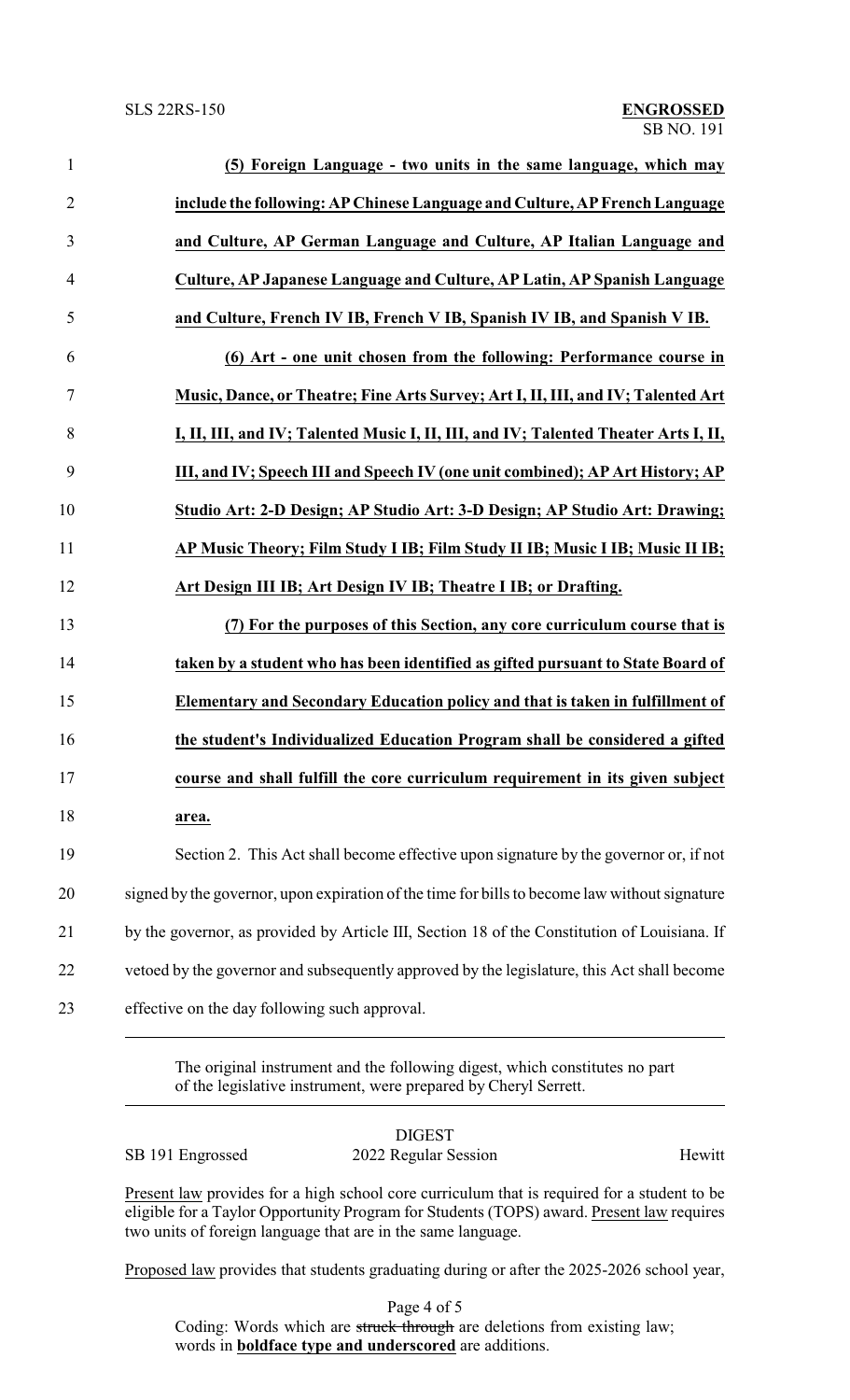**(5) Foreign Language - two units in the same language, which may include the following: AP Chinese Language and Culture, AP French Language and Culture, AP German Language and Culture, AP Italian Language and Culture, AP Japanese Language and Culture, AP Latin, AP Spanish Language and Culture, French IV IB, French V IB, Spanish IV IB, and Spanish V IB.**

**(6) Art - one unit chosen from the following: Performance course in Music, Dance, or Theatre; Fine Arts Survey; Art I, II, III, and IV; Talented Art I, II, III, and IV; Talented Music I, II, III, and IV; Talented Theater Arts I, II, III, and IV; Speech III and Speech IV (one unit combined); AP Art History; AP Studio Art: 2-D Design; AP Studio Art: 3-D Design; AP Studio Art: Drawing; AP Music Theory; Film Study I IB; Film Study II IB; Music I IB; Music II IB; Art Design III IB; Art Design IV IB; Theatre I IB; or Drafting.**

**(7) For the purposes of this Section, any core curriculum course that is taken by a student who has been identified as gifted pursuant to State Board of Elementary and Secondary Education policy and that is taken in fulfillment of the student's Individualized Education Program shall be considered a gifted course and shall fulfill the core curriculum requirement in its given subject area.**

Section 2. This Act shall become effective upon signature by the governor or, if not signed by the governor, upon expiration of the time for bills to become law without signature by the governor, as provided by Article III, Section 18 of the Constitution of Louisiana. If vetoed by the governor and subsequently approved by the legislature, this Act shall become effective on the day following such approval.

---

The original instrument and the following digest, which constitutes no part of the legislative instrument, were prepared by Cheryl Serrett.

---

DIGEST

SB 191 Engrossed — 2022 Regular Session — Hewitt

Present law provides for a high school core curriculum that is required for a student to be eligible for a Taylor Opportunity Program for Students (TOPS) award. Present law requires two units of foreign language that are in the same language.

Proposed law provides that students graduating during or after the 2025-2026 school year,

Coding: Words which are ~~struck through~~ are deletions from existing law; words in **boldface type and underscored** are additions.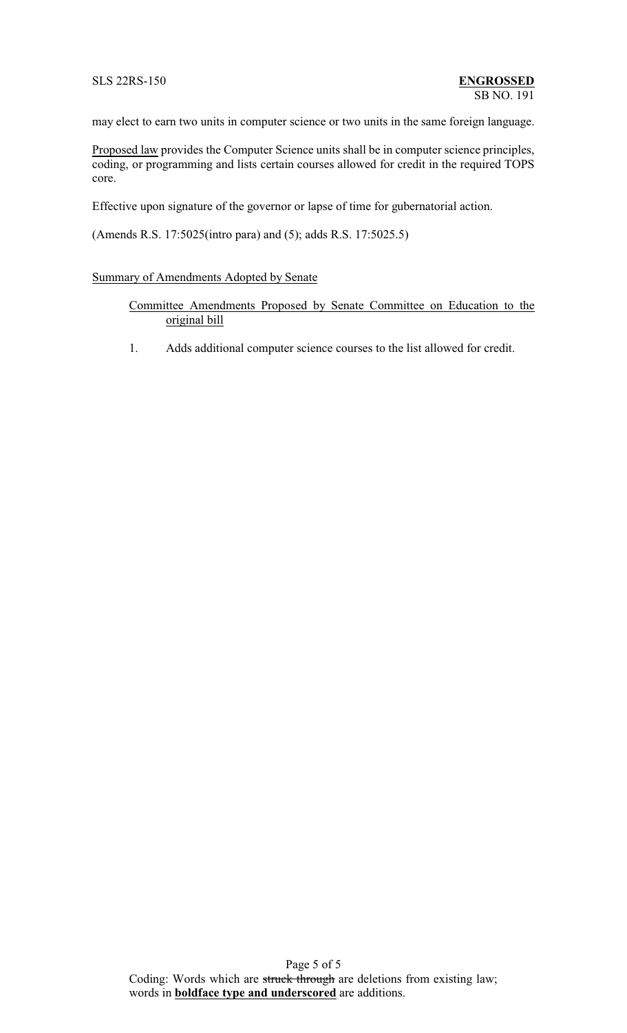may elect to earn two units in computer science or two units in the same foreign language.

Proposed law provides the Computer Science units shall be in computer science principles, coding, or programming and lists certain courses allowed for credit in the required TOPS core.

Effective upon signature of the governor or lapse of time for gubernatorial action.

(Amends R.S. 17:5025(intro para) and (5); adds R.S. 17:5025.5)

Summary of Amendments Adopted by Senate

Committee Amendments Proposed by Senate Committee on Education to the original bill

1. Adds additional computer science courses to the list allowed for credit.

Coding: Words which are ~~struck through~~ are deletions from existing law; words in **boldface type and underscored** are additions.